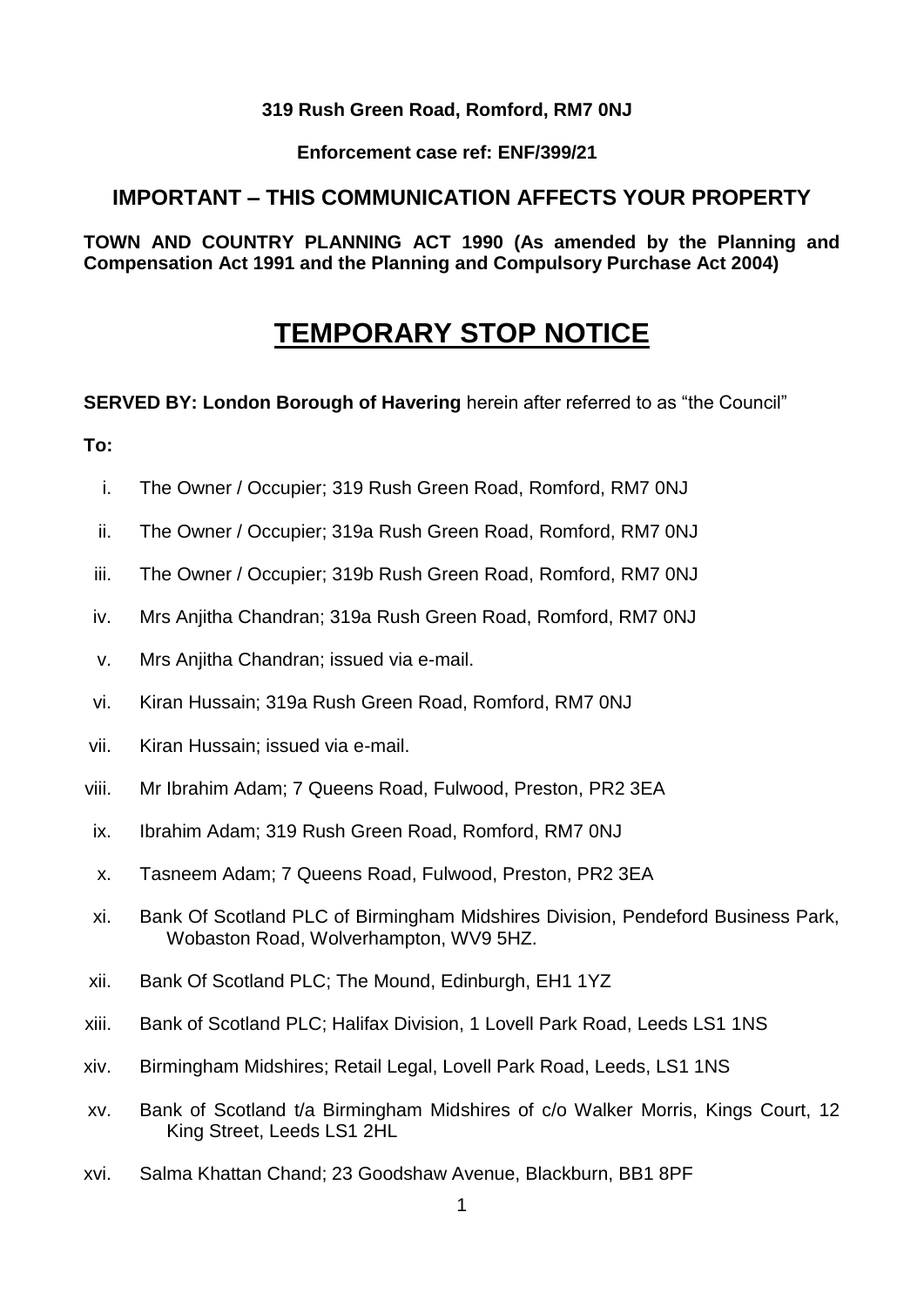**319 Rush Green Road, Romford, RM7 0NJ**

**Enforcement case ref: ENF/399/21**

## IMPORTANT – THIS COMMUNICATION AFFECTS YOUR PROPERTY

**TOWN AND COUNTRY PLANNING ACT 1990 (As amended by the Planning and Compensation Act 1991 and the Planning and Compulsory Purchase Act 2004)**

# TEMPORARY STOP NOTICE

**SERVED BY: London Borough of Havering** herein after referred to as "the Council"

**To:**

i. The Owner / Occupier; 319 Rush Green Road, Romford, RM7 0NJ

ii. The Owner / Occupier; 319a Rush Green Road, Romford, RM7 0NJ

iii. The Owner / Occupier; 319b Rush Green Road, Romford, RM7 0NJ

iv. Mrs Anjitha Chandran; 319a Rush Green Road, Romford, RM7 0NJ

v. Mrs Anjitha Chandran; issued via e-mail.

vi. Kiran Hussain; 319a Rush Green Road, Romford, RM7 0NJ

vii. Kiran Hussain; issued via e-mail.

viii. Mr Ibrahim Adam; 7 Queens Road, Fulwood, Preston, PR2 3EA

ix. Ibrahim Adam; 319 Rush Green Road, Romford, RM7 0NJ

x. Tasneem Adam; 7 Queens Road, Fulwood, Preston, PR2 3EA

xi. Bank Of Scotland PLC of Birmingham Midshires Division, Pendeford Business Park, Wobaston Road, Wolverhampton, WV9 5HZ.

xii. Bank Of Scotland PLC; The Mound, Edinburgh, EH1 1YZ

xiii. Bank of Scotland PLC; Halifax Division, 1 Lovell Park Road, Leeds LS1 1NS

xiv. Birmingham Midshires; Retail Legal, Lovell Park Road, Leeds, LS1 1NS

xv. Bank of Scotland t/a Birmingham Midshires of c/o Walker Morris, Kings Court, 12 King Street, Leeds LS1 2HL

xvi. Salma Khattan Chand; 23 Goodshaw Avenue, Blackburn, BB1 8PF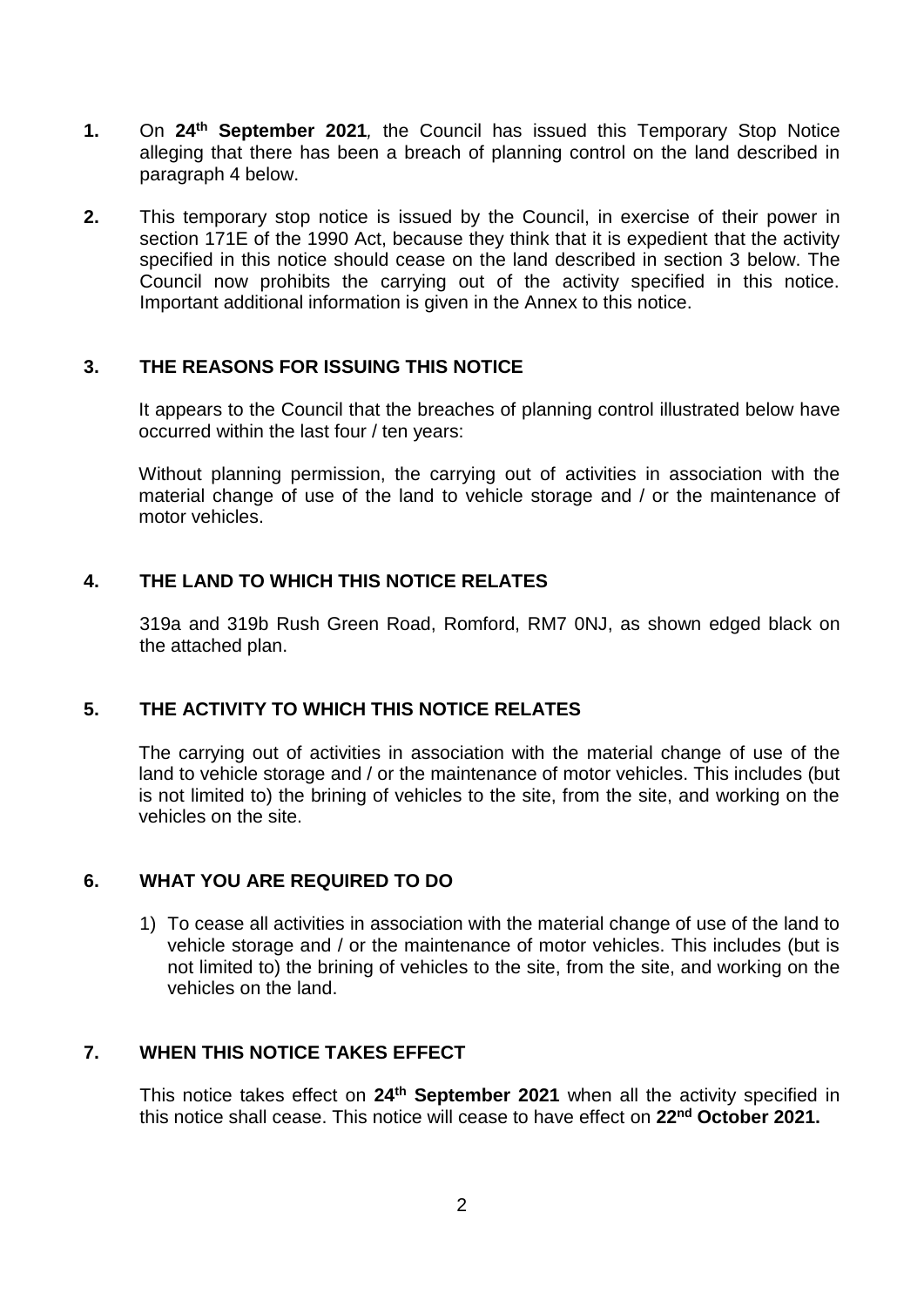**1.** On **24th September 2021**, the Council has issued this Temporary Stop Notice alleging that there has been a breach of planning control on the land described in paragraph 4 below.

**2.** This temporary stop notice is issued by the Council, in exercise of their power in section 171E of the 1990 Act, because they think that it is expedient that the activity specified in this notice should cease on the land described in section 3 below. The Council now prohibits the carrying out of the activity specified in this notice. Important additional information is given in the Annex to this notice.

## 3. THE REASONS FOR ISSUING THIS NOTICE

It appears to the Council that the breaches of planning control illustrated below have occurred within the last four / ten years:

Without planning permission, the carrying out of activities in association with the material change of use of the land to vehicle storage and / or the maintenance of motor vehicles.

## 4. THE LAND TO WHICH THIS NOTICE RELATES

319a and 319b Rush Green Road, Romford, RM7 0NJ, as shown edged black on the attached plan.

## 5. THE ACTIVITY TO WHICH THIS NOTICE RELATES

The carrying out of activities in association with the material change of use of the land to vehicle storage and / or the maintenance of motor vehicles. This includes (but is not limited to) the brining of vehicles to the site, from the site, and working on the vehicles on the site.

## 6. WHAT YOU ARE REQUIRED TO DO

1) To cease all activities in association with the material change of use of the land to vehicle storage and / or the maintenance of motor vehicles. This includes (but is not limited to) the brining of vehicles to the site, from the site, and working on the vehicles on the land.

## 7. WHEN THIS NOTICE TAKES EFFECT

This notice takes effect on **24th September 2021** when all the activity specified in this notice shall cease. This notice will cease to have effect on **22nd October 2021.**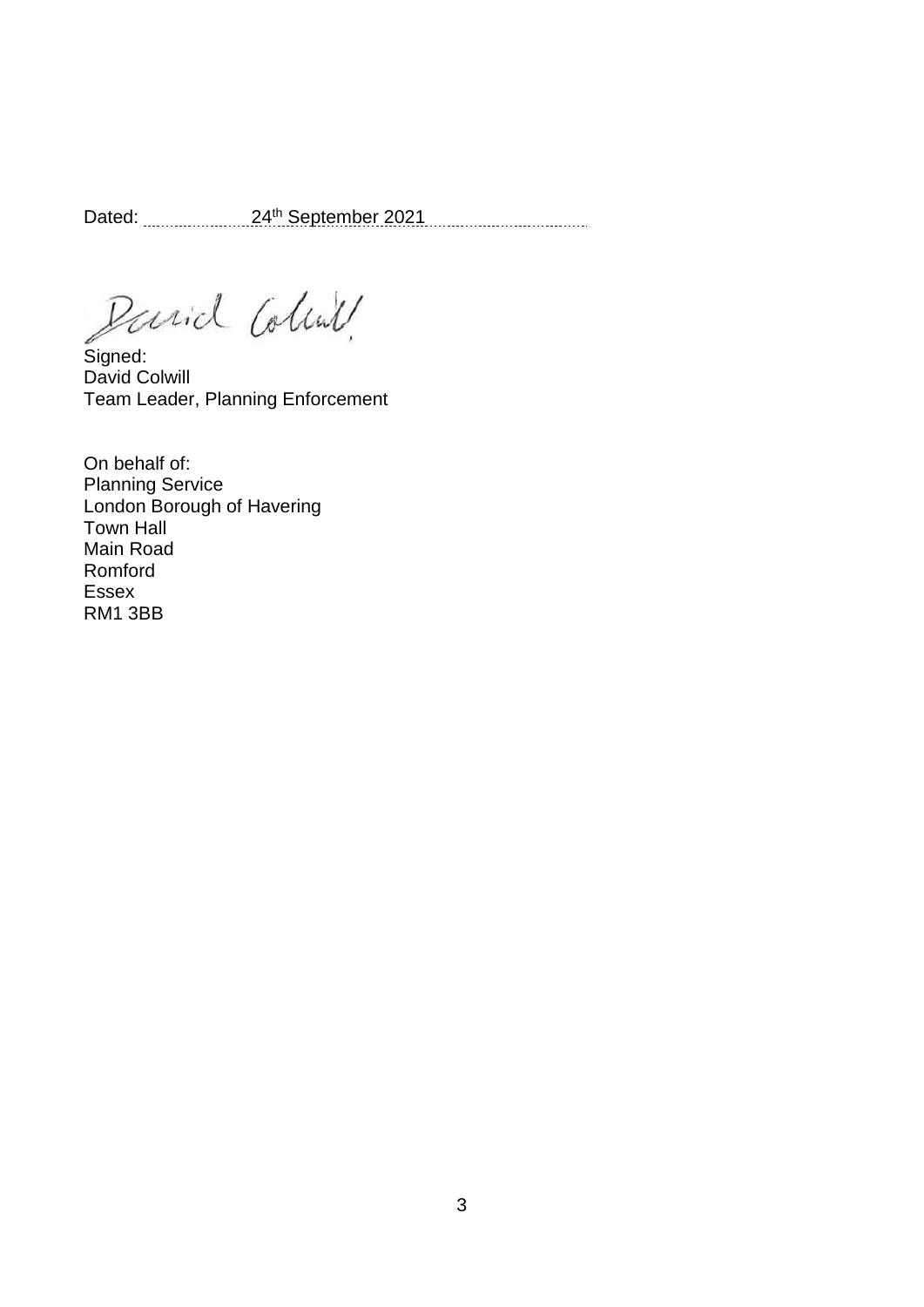Dated: 24th September 2021

Signed:
David Colwill
Team Leader, Planning Enforcement

On behalf of:
Planning Service
London Borough of Havering
Town Hall
Main Road
Romford
Essex
RM1 3BB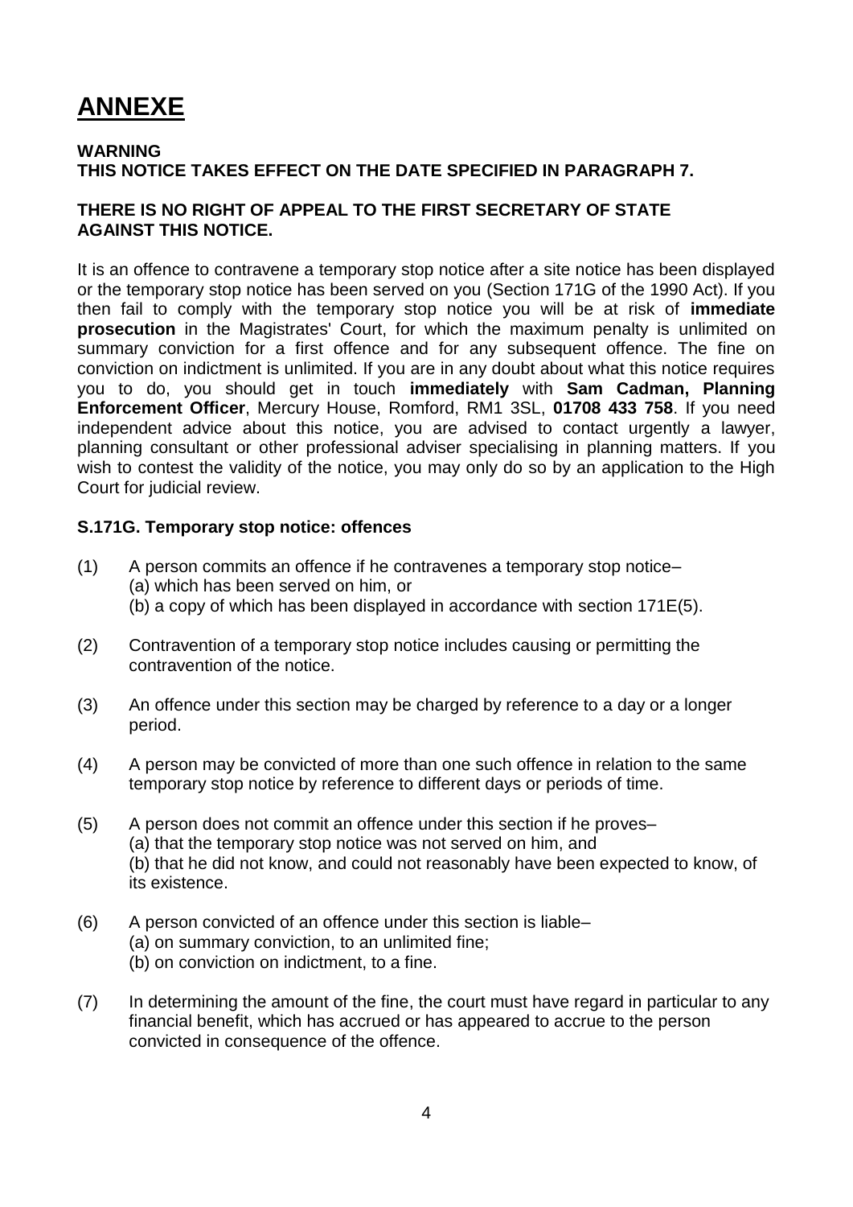# ANNEXE

**WARNING**
**THIS NOTICE TAKES EFFECT ON THE DATE SPECIFIED IN PARAGRAPH 7.**

**THERE IS NO RIGHT OF APPEAL TO THE FIRST SECRETARY OF STATE AGAINST THIS NOTICE.**

It is an offence to contravene a temporary stop notice after a site notice has been displayed or the temporary stop notice has been served on you (Section 171G of the 1990 Act). If you then fail to comply with the temporary stop notice you will be at risk of **immediate prosecution** in the Magistrates' Court, for which the maximum penalty is unlimited on summary conviction for a first offence and for any subsequent offence. The fine on conviction on indictment is unlimited. If you are in any doubt about what this notice requires you to do, you should get in touch **immediately** with **Sam Cadman, Planning Enforcement Officer**, Mercury House, Romford, RM1 3SL, **01708 433 758**. If you need independent advice about this notice, you are advised to contact urgently a lawyer, planning consultant or other professional adviser specialising in planning matters. If you wish to contest the validity of the notice, you may only do so by an application to the High Court for judicial review.

**S.171G. Temporary stop notice: offences**

(1) A person commits an offence if he contravenes a temporary stop notice–
(a) which has been served on him, or
(b) a copy of which has been displayed in accordance with section 171E(5).

(2) Contravention of a temporary stop notice includes causing or permitting the contravention of the notice.

(3) An offence under this section may be charged by reference to a day or a longer period.

(4) A person may be convicted of more than one such offence in relation to the same temporary stop notice by reference to different days or periods of time.

(5) A person does not commit an offence under this section if he proves–
(a) that the temporary stop notice was not served on him, and
(b) that he did not know, and could not reasonably have been expected to know, of its existence.

(6) A person convicted of an offence under this section is liable–
(a) on summary conviction, to an unlimited fine;
(b) on conviction on indictment, to a fine.

(7) In determining the amount of the fine, the court must have regard in particular to any financial benefit, which has accrued or has appeared to accrue to the person convicted in consequence of the offence.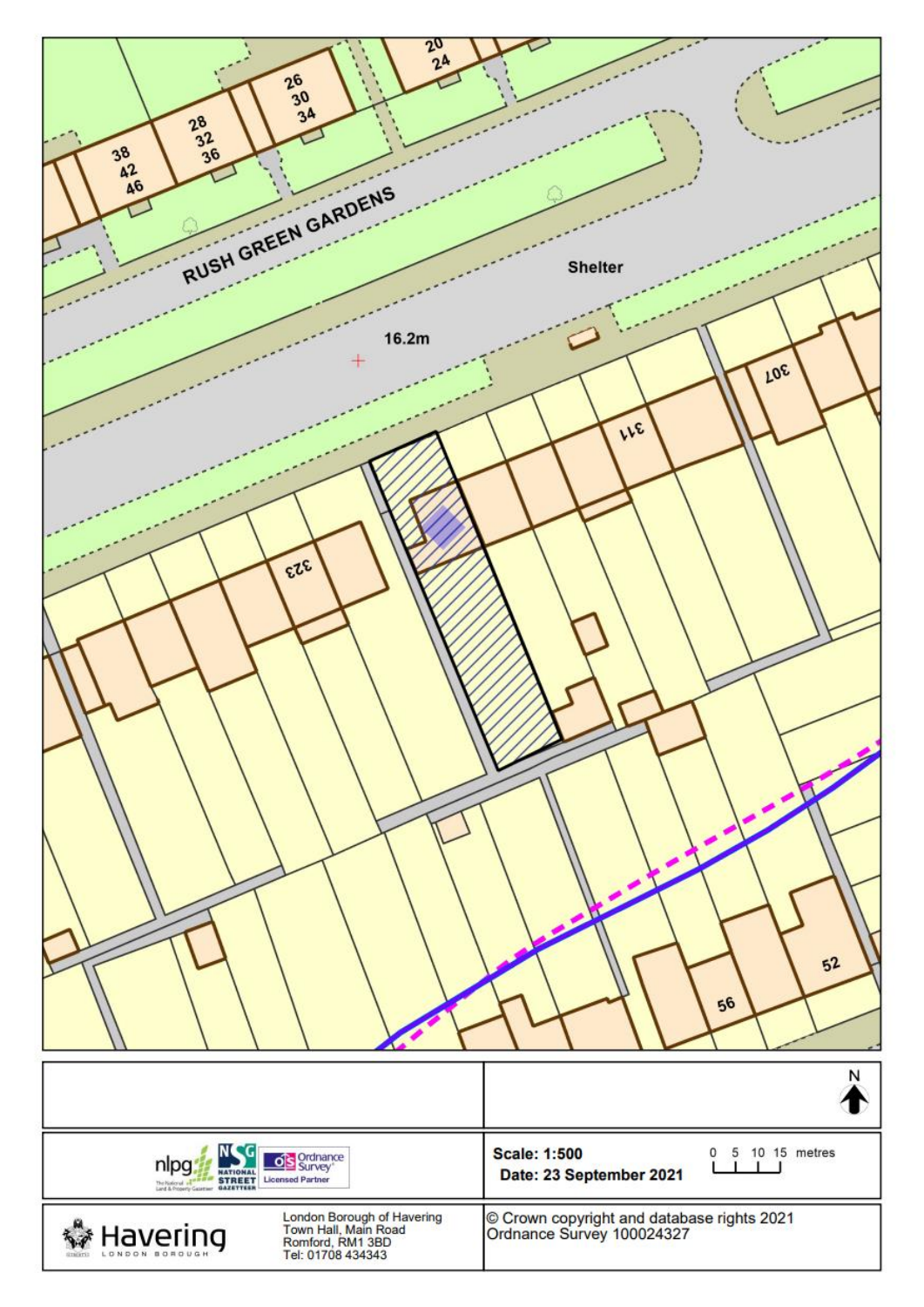RUSH GREEN GARDENS

Shelter

16.2m

20
24

26
30
34

28
32
36

38
42
46

311

307

323

56

52

N

Scale: 1:500

Date: 23 September 2021

0 5 10 15 metres

nlpg The National Land & Property Gazetteer

NSG NATIONAL STREET GAZETTEER

Ordnance Survey Licensed Partner

Havering LONDON BOROUGH

London Borough of Havering
Town Hall, Main Road
Romford, RM1 3BD
Tel: 01708 434343

© Crown copyright and database rights 2021
Ordnance Survey 100024327